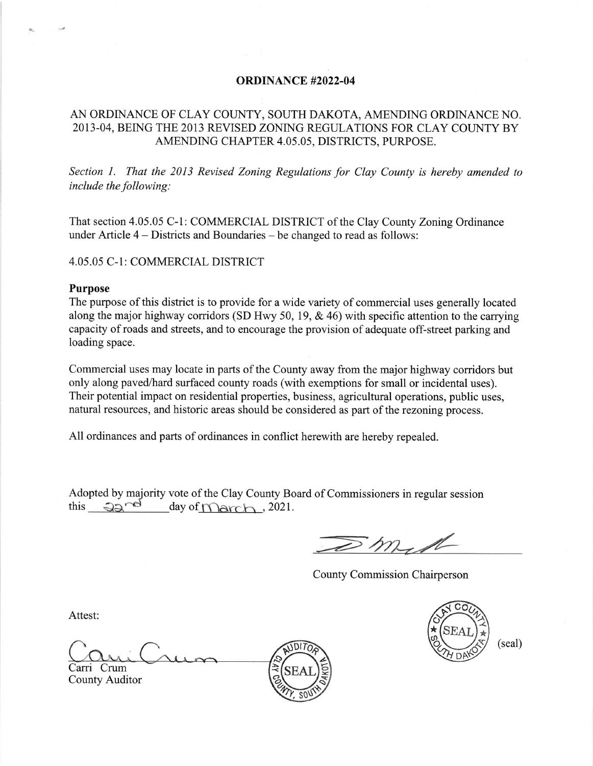# ORDINANCE #2022-04

AN ORDINANCE OF CLAY COUNTY, SOUTH DAKOTA, AMENDING ORDINANCE NO. 2013-04, BEING THE 2013 REVISED ZONING REGULATIONS FOR CLAY COUNTY BY AMENDING CHAPTER 4.05.05, DISTRICTS, PURPOSE.

*Section 1. That the 2013 Revised Zoning Regulations for Clay County is hereby amended to include the following:*

That section 4.05.05 C-1: COMMERCIAL DISTRICT of the Clay County Zoning Ordinance under Article 4 – Districts and Boundaries – be changed to read as follows:

4.05.05 C-1: COMMERCIAL DISTRICT

**Purpose**

The purpose of this district is to provide for a wide variety of commercial uses generally located along the major highway corridors (SD Hwy 50, 19, & 46) with specific attention to the carrying capacity of roads and streets, and to encourage the provision of adequate off-street parking and loading space.

Commercial uses may locate in parts of the County away from the major highway corridors but only along paved/hard surfaced county roads (with exemptions for small or incidental uses). Their potential impact on residential properties, business, agricultural operations, public uses, natural resources, and historic areas should be considered as part of the rezoning process.

All ordinances and parts of ordinances in conflict herewith are hereby repealed.

Adopted by majority vote of the Clay County Board of Commissioners in regular session this 22nd day of March, 2021.

County Commission Chairperson

Attest:

Carri Crum
County Auditor

(seal)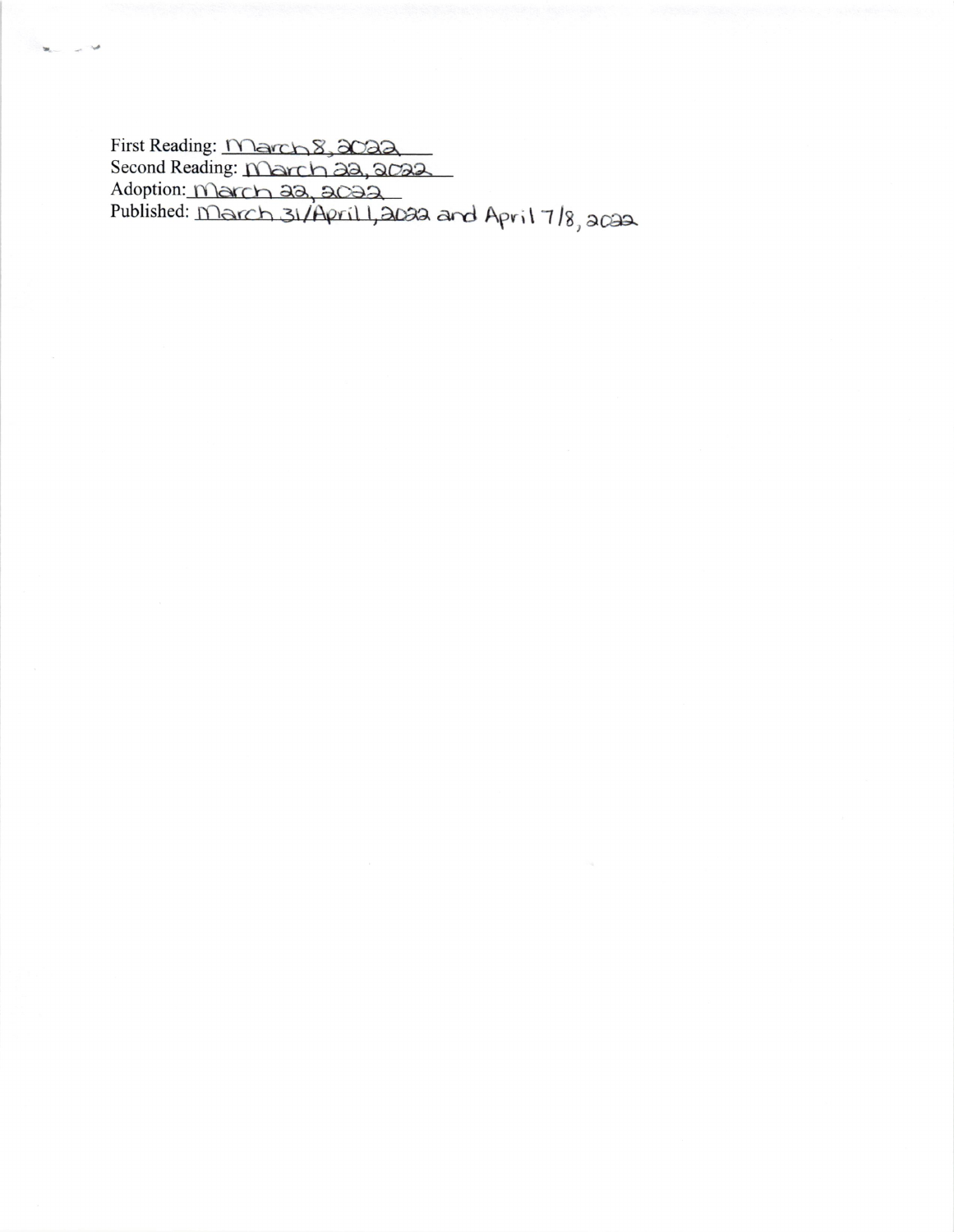First Reading: March 8, 2022
Second Reading: March 22, 2022
Adoption: March 22, 2022
Published: March 31/April 1, 2022 and April 7/8, 2022